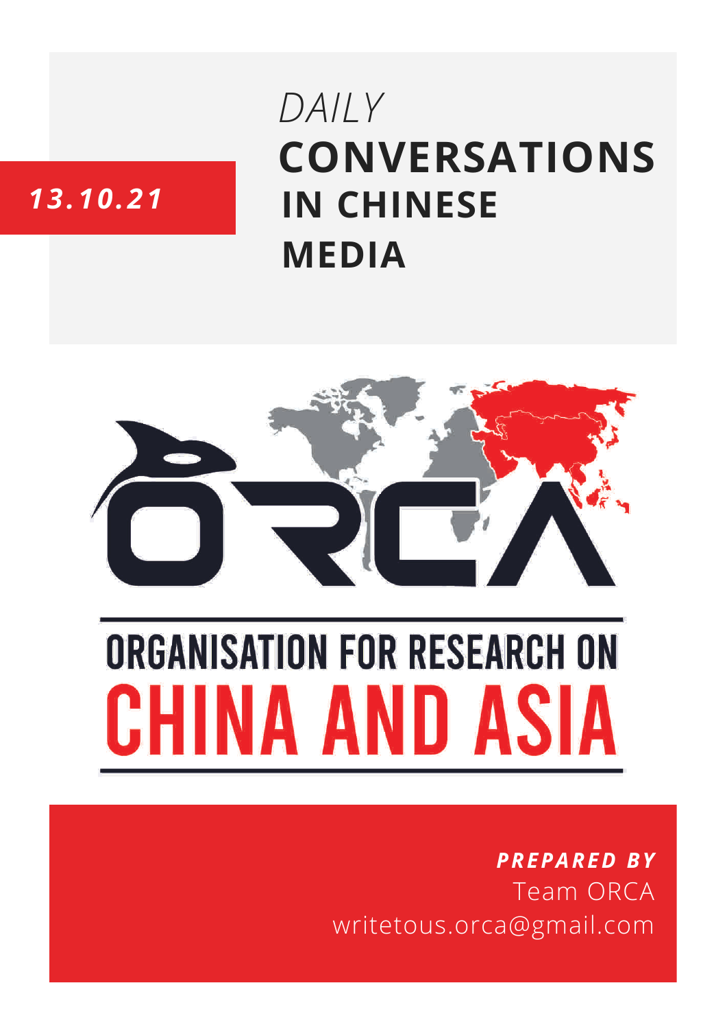*13.10.21*

# *DAILY* CONVERSATIONS IN CHINESE MEDIA

ORGANISATION FOR RESEARCH ON CHINA AND ASIA

***PREPARED BY***
Team ORCA
writetous.orca@gmail.com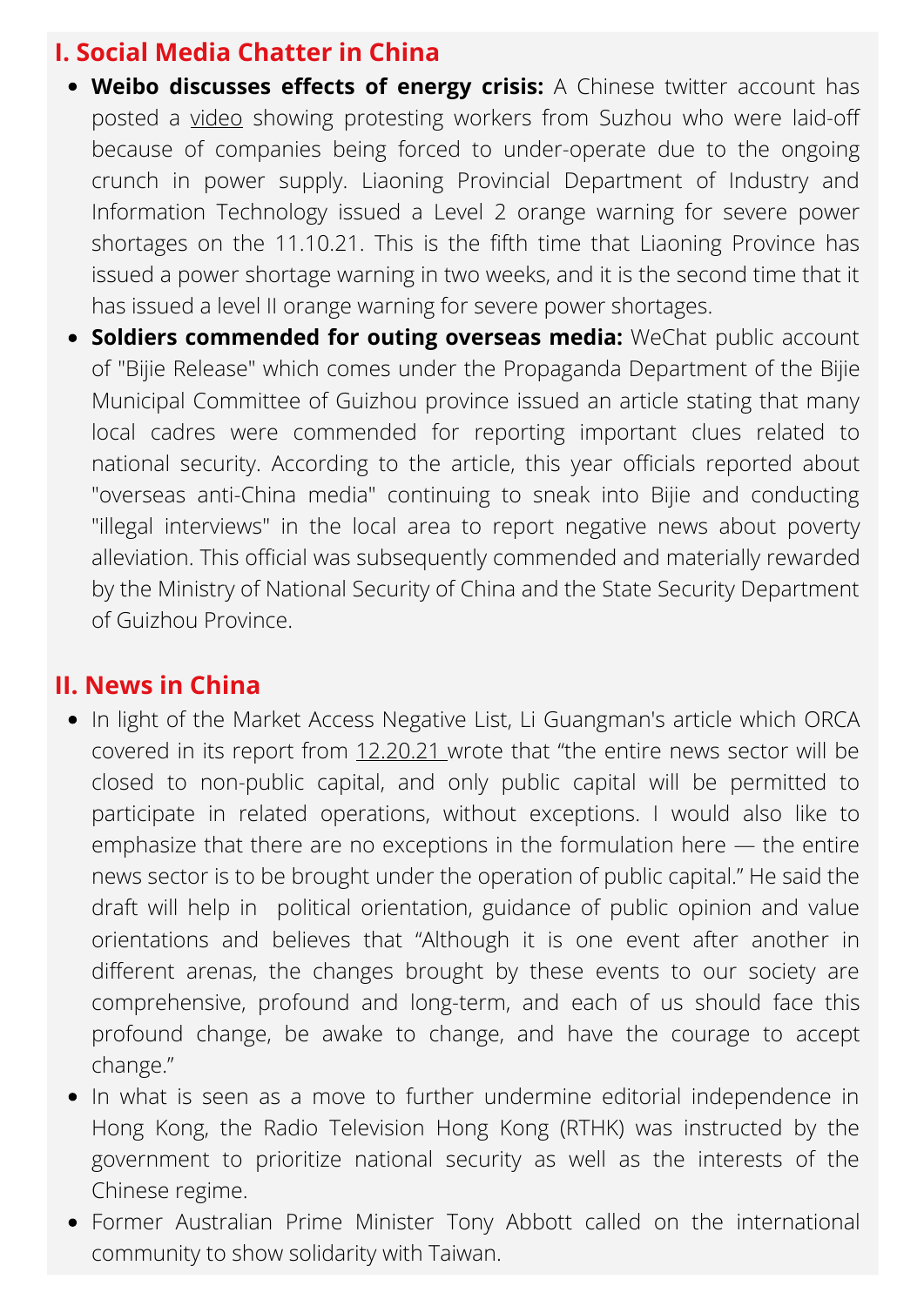## I. Social Media Chatter in China

- **Weibo discusses effects of energy crisis:** A Chinese twitter account has posted a video showing protesting workers from Suzhou who were laid-off because of companies being forced to under-operate due to the ongoing crunch in power supply. Liaoning Provincial Department of Industry and Information Technology issued a Level 2 orange warning for severe power shortages on the 11.10.21. This is the fifth time that Liaoning Province has issued a power shortage warning in two weeks, and it is the second time that it has issued a level II orange warning for severe power shortages.
- **Soldiers commended for outing overseas media:** WeChat public account of "Bijie Release" which comes under the Propaganda Department of the Bijie Municipal Committee of Guizhou province issued an article stating that many local cadres were commended for reporting important clues related to national security. According to the article, this year officials reported about "overseas anti-China media" continuing to sneak into Bijie and conducting "illegal interviews" in the local area to report negative news about poverty alleviation. This official was subsequently commended and materially rewarded by the Ministry of National Security of China and the State Security Department of Guizhou Province.

## II. News in China

- In light of the Market Access Negative List, Li Guangman's article which ORCA covered in its report from 12.20.21 wrote that "the entire news sector will be closed to non-public capital, and only public capital will be permitted to participate in related operations, without exceptions. I would also like to emphasize that there are no exceptions in the formulation here — the entire news sector is to be brought under the operation of public capital." He said the draft will help in political orientation, guidance of public opinion and value orientations and believes that "Although it is one event after another in different arenas, the changes brought by these events to our society are comprehensive, profound and long-term, and each of us should face this profound change, be awake to change, and have the courage to accept change."
- In what is seen as a move to further undermine editorial independence in Hong Kong, the Radio Television Hong Kong (RTHK) was instructed by the government to prioritize national security as well as the interests of the Chinese regime.
- Former Australian Prime Minister Tony Abbott called on the international community to show solidarity with Taiwan.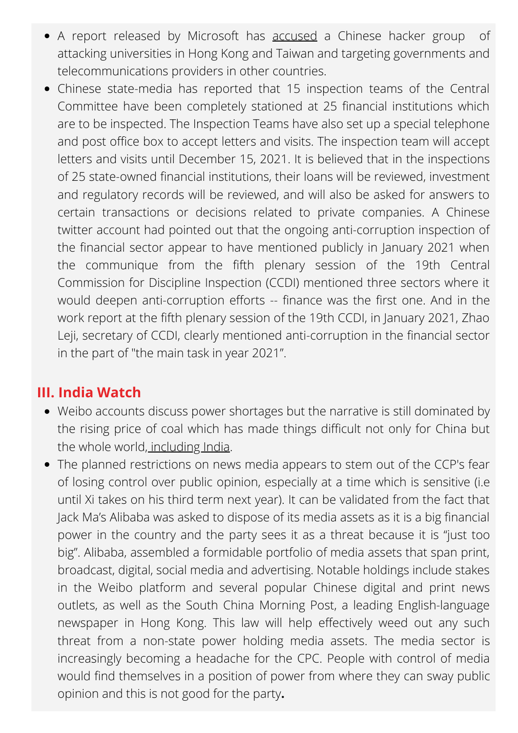- A report released by Microsoft has accused a Chinese hacker group of attacking universities in Hong Kong and Taiwan and targeting governments and telecommunications providers in other countries.
- Chinese state-media has reported that 15 inspection teams of the Central Committee have been completely stationed at 25 financial institutions which are to be inspected. The Inspection Teams have also set up a special telephone and post office box to accept letters and visits. The inspection team will accept letters and visits until December 15, 2021. It is believed that in the inspections of 25 state-owned financial institutions, their loans will be reviewed, investment and regulatory records will be reviewed, and will also be asked for answers to certain transactions or decisions related to private companies. A Chinese twitter account had pointed out that the ongoing anti-corruption inspection of the financial sector appear to have mentioned publicly in January 2021 when the communique from the fifth plenary session of the 19th Central Commission for Discipline Inspection (CCDI) mentioned three sectors where it would deepen anti-corruption efforts -- finance was the first one. And in the work report at the fifth plenary session of the 19th CCDI, in January 2021, Zhao Leji, secretary of CCDI, clearly mentioned anti-corruption in the financial sector in the part of "the main task in year 2021".

## III. India Watch

- Weibo accounts discuss power shortages but the narrative is still dominated by the rising price of coal which has made things difficult not only for China but the whole world, including India.
- The planned restrictions on news media appears to stem out of the CCP's fear of losing control over public opinion, especially at a time which is sensitive (i.e until Xi takes on his third term next year). It can be validated from the fact that Jack Ma's Alibaba was asked to dispose of its media assets as it is a big financial power in the country and the party sees it as a threat because it is "just too big". Alibaba, assembled a formidable portfolio of media assets that span print, broadcast, digital, social media and advertising. Notable holdings include stakes in the Weibo platform and several popular Chinese digital and print news outlets, as well as the South China Morning Post, a leading English-language newspaper in Hong Kong. This law will help effectively weed out any such threat from a non-state power holding media assets. The media sector is increasingly becoming a headache for the CPC. People with control of media would find themselves in a position of power from where they can sway public opinion and this is not good for the party**.**